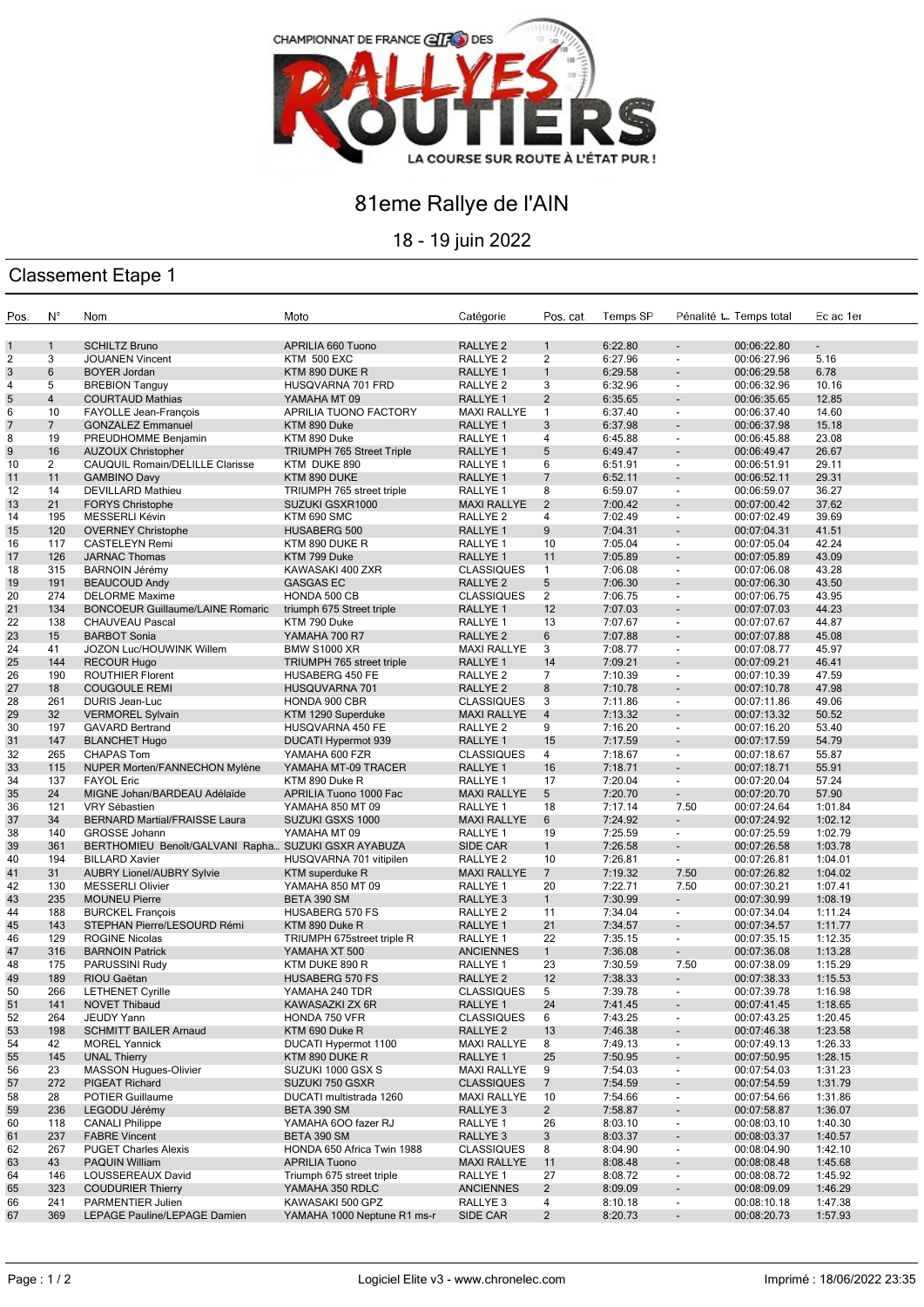CHAMPIONNAT DE FRANCE elf DES RALLYES ROUTIERS — LA COURSE SUR ROUTE À L'ÉTAT PUR !

# 81eme Rallye de l'AIN

18 - 19 juin 2022

## Classement Etape 1

| Pos. | N° | Nom | Moto | Catégorie | Pos. cat | Temps SP | Pénalité t... | Temps total | Ec ac 1er |
|---|---|---|---|---|---|---|---|---|---|
| 1 | 1 | SCHILTZ Bruno | APRILIA 660 Tuono | RALLYE 2 | 1 | 6:22.80 | - | 00:06:22.80 | - |
| 2 | 3 | JOUANEN Vincent | KTM 500 EXC | RALLYE 2 | 2 | 6:27.96 | - | 00:06:27.96 | 5.16 |
| 3 | 6 | BOYER Jordan | KTM 890 DUKE R | RALLYE 1 | 1 | 6:29.58 | - | 00:06:29.58 | 6.78 |
| 4 | 5 | BREBION Tanguy | HUSQVARNA 701 FRD | RALLYE 2 | 3 | 6:32.96 | - | 00:06:32.96 | 10.16 |
| 5 | 4 | COURTAUD Mathias | YAMAHA MT 09 | RALLYE 1 | 2 | 6:35.65 | - | 00:06:35.65 | 12.85 |
| 6 | 10 | FAYOLLE Jean-François | APRILIA TUONO FACTORY | MAXI RALLYE | 1 | 6:37.40 | - | 00:06:37.40 | 14.60 |
| 7 | 7 | GONZALEZ Emmanuel | KTM 890 Duke | RALLYE 1 | 3 | 6:37.98 | - | 00:06:37.98 | 15.18 |
| 8 | 19 | PREUDHOMME Benjamin | KTM 890 Duke | RALLYE 1 | 4 | 6:45.88 | - | 00:06:45.88 | 23.08 |
| 9 | 16 | AUZOUX Christopher | TRIUMPH 765 Street Triple | RALLYE 1 | 5 | 6:49.47 | - | 00:06:49.47 | 26.67 |
| 10 | 2 | CAUQUIL Romain/DELILLE Clarisse | KTM DUKE 890 | RALLYE 1 | 6 | 6:51.91 | - | 00:06:51.91 | 29.11 |
| 11 | 11 | GAMBINO Davy | KTM 890 DUKE | RALLYE 1 | 7 | 6:52.11 | - | 00:06:52.11 | 29.31 |
| 12 | 14 | DEVILLARD Mathieu | TRIUMPH 765 street triple | RALLYE 1 | 8 | 6:59.07 | - | 00:06:59.07 | 36.27 |
| 13 | 21 | FORYS Christophe | SUZUKI GSXR1000 | MAXI RALLYE | 2 | 7:00.42 | - | 00:07:00.42 | 37.62 |
| 14 | 195 | MESSERLI Kévin | KTM 690 SMC | RALLYE 2 | 4 | 7:02.49 | - | 00:07:02.49 | 39.69 |
| 15 | 120 | OVERNEY Christophe | HUSABERG 500 | RALLYE 1 | 9 | 7:04.31 | - | 00:07:04.31 | 41.51 |
| 16 | 117 | CASTELEYN Remi | KTM 890 DUKE R | RALLYE 1 | 10 | 7:05.04 | - | 00:07:05.04 | 42.24 |
| 17 | 126 | JARNAC Thomas | KTM 799 Duke | RALLYE 1 | 11 | 7:05.89 | - | 00:07:05.89 | 43.09 |
| 18 | 315 | BARNOIN Jérémy | KAWASAKI 400 ZXR | CLASSIQUES | 1 | 7:06.08 | - | 00:07:06.08 | 43.28 |
| 19 | 191 | BEAUCOUD Andy | GASGAS EC | RALLYE 2 | 5 | 7:06.30 | - | 00:07:06.30 | 43.50 |
| 20 | 274 | DELORME Maxime | HONDA 500 CB | CLASSIQUES | 2 | 7:06.75 | - | 00:07:06.75 | 43.95 |
| 21 | 134 | BONCOEUR Guillaume/LAINE Romaric | triumph 675 Street triple | RALLYE 1 | 12 | 7:07.03 | - | 00:07:07.03 | 44.23 |
| 22 | 138 | CHAUVEAU Pascal | KTM 790 Duke | RALLYE 1 | 13 | 7:07.67 | - | 00:07:07.67 | 44.87 |
| 23 | 15 | BARBOT Sonia | YAMAHA 700 R7 | RALLYE 2 | 6 | 7:07.88 | - | 00:07:07.88 | 45.08 |
| 24 | 41 | JOZON Luc/HOUWINK Willem | BMW S1000 XR | MAXI RALLYE | 3 | 7:08.77 | - | 00:07:08.77 | 45.97 |
| 25 | 144 | RECOUR Hugo | TRIUMPH 765 street triple | RALLYE 1 | 14 | 7:09.21 | - | 00:07:09.21 | 46.41 |
| 26 | 190 | ROUTHIER Florent | HUSABERG 450 FE | RALLYE 2 | 7 | 7:10.39 | - | 00:07:10.39 | 47.59 |
| 27 | 18 | COUGOULE REMI | HUSQVARNA 701 | RALLYE 2 | 8 | 7:10.78 | - | 00:07:10.78 | 47.98 |
| 28 | 261 | DURIS Jean-Luc | HONDA 900 CBR | CLASSIQUES | 3 | 7:11.86 | - | 00:07:11.86 | 49.06 |
| 29 | 32 | VERMOREL Sylvain | KTM 1290 Superduke | MAXI RALLYE | 4 | 7:13.32 | - | 00:07:13.32 | 50.52 |
| 30 | 197 | GAVARD Bertrand | HUSQVARNA 450 FE | RALLYE 2 | 9 | 7:16.20 | - | 00:07:16.20 | 53.40 |
| 31 | 147 | BLANCHET Hugo | DUCATI Hypermot 939 | RALLYE 1 | 15 | 7:17.59 | - | 00:07:17.59 | 54.79 |
| 32 | 265 | CHAPAS Tom | YAMAHA 600 FZR | CLASSIQUES | 4 | 7:18.67 | - | 00:07:18.67 | 55.87 |
| 33 | 115 | NUPER Morten/FANNECHON Mylène | YAMAHA MT-09 TRACER | RALLYE 1 | 16 | 7:18.71 | - | 00:07:18.71 | 55.91 |
| 34 | 137 | FAYOL Eric | KTM 890 Duke R | RALLYE 1 | 17 | 7:20.04 | - | 00:07:20.04 | 57.24 |
| 35 | 24 | MIGNE Johan/BARDEAU Adélaïde | APRILIA Tuono 1000 Fac | MAXI RALLYE | 5 | 7:20.70 | - | 00:07:20.70 | 57.90 |
| 36 | 121 | VRY Sébastien | YAMAHA 850 MT 09 | RALLYE 1 | 18 | 7:17.14 | 7.50 | 00:07:24.64 | 1:01.84 |
| 37 | 34 | BERNARD Martial/FRAISSE Laura | SUZUKI GSXS 1000 | MAXI RALLYE | 6 | 7:24.92 | - | 00:07:24.92 | 1:02.12 |
| 38 | 140 | GROSSE Johann | YAMAHA MT 09 | RALLYE 1 | 19 | 7:25.59 | - | 00:07:25.59 | 1:02.79 |
| 39 | 361 | BERTHOMIEU Benoît/GALVANI Rapha... | SUZUKI GSXR AYABUZA | SIDE CAR | 1 | 7:26.58 | - | 00:07:26.58 | 1:03.78 |
| 40 | 194 | BILLARD Xavier | HUSQVARNA 701 vitipilen | RALLYE 2 | 10 | 7:26.81 | - | 00:07:26.81 | 1:04.01 |
| 41 | 31 | AUBRY Lionel/AUBRY Sylvie | KTM superduke R | MAXI RALLYE | 7 | 7:19.32 | 7.50 | 00:07:26.82 | 1:04.02 |
| 42 | 130 | MESSERLI Olivier | YAMAHA 850 MT 09 | RALLYE 1 | 20 | 7:22.71 | 7.50 | 00:07:30.21 | 1:07.41 |
| 43 | 235 | MOUNEU Pierre | BETA 390 SM | RALLYE 3 | 1 | 7:30.99 | - | 00:07:30.99 | 1:08.19 |
| 44 | 188 | BURCKEL François | HUSABERG 570 FS | RALLYE 2 | 11 | 7:34.04 | - | 00:07:34.04 | 1:11.24 |
| 45 | 143 | STEPHAN Pierre/LESOURD Rémi | KTM 890 Duke R | RALLYE 1 | 21 | 7:34.57 | - | 00:07:34.57 | 1:11.77 |
| 46 | 129 | ROGINE Nicolas | TRIUMPH 675street triple R | RALLYE 1 | 22 | 7:35.15 | - | 00:07:35.15 | 1:12.35 |
| 47 | 316 | BARNOIN Patrick | YAMAHA XT 500 | ANCIENNES | 1 | 7:36.08 | - | 00:07:36.08 | 1:13.28 |
| 48 | 175 | PARUSSINI Rudy | KTM DUKE 890 R | RALLYE 1 | 23 | 7:30.59 | 7.50 | 00:07:38.09 | 1:15.29 |
| 49 | 189 | RIOU Gaëtan | HUSABERG 570 FS | RALLYE 2 | 12 | 7:38.33 | - | 00:07:38.33 | 1:15.53 |
| 50 | 266 | LETHENET Cyrille | YAMAHA 240 TDR | CLASSIQUES | 5 | 7:39.78 | - | 00:07:39.78 | 1:16.98 |
| 51 | 141 | NOVET Thibaud | KAWASAZKI ZX 6R | RALLYE 1 | 24 | 7:41.45 | - | 00:07:41.45 | 1:18.65 |
| 52 | 264 | JEUDY Yann | HONDA 750 VFR | CLASSIQUES | 6 | 7:43.25 | - | 00:07:43.25 | 1:20.45 |
| 53 | 198 | SCHMITT BAILER Arnaud | KTM 690 Duke R | RALLYE 2 | 13 | 7:46.38 | - | 00:07:46.38 | 1:23.58 |
| 54 | 42 | MOREL Yannick | DUCATI Hypermot 1100 | MAXI RALLYE | 8 | 7:49.13 | - | 00:07:49.13 | 1:26.33 |
| 55 | 145 | UNAL Thierry | KTM 890 DUKE R | RALLYE 1 | 25 | 7:50.95 | - | 00:07:50.95 | 1:28.15 |
| 56 | 23 | MASSON Hugues-Olivier | SUZUKI 1000 GSX S | MAXI RALLYE | 9 | 7:54.03 | - | 00:07:54.03 | 1:31.23 |
| 57 | 272 | PIGEAT Richard | SUZUKI 750 GSXR | CLASSIQUES | 7 | 7:54.59 | - | 00:07:54.59 | 1:31.79 |
| 58 | 28 | POTIER Guillaume | DUCATI multistrada 1260 | MAXI RALLYE | 10 | 7:54.66 | - | 00:07:54.66 | 1:31.86 |
| 59 | 236 | LEGODU Jérémy | BETA 390 SM | RALLYE 3 | 2 | 7:58.87 | - | 00:07:58.87 | 1:36.07 |
| 60 | 118 | CANALI Philippe | YAMAHA 6OO fazer RJ | RALLYE 1 | 26 | 8:03.10 | - | 00:08:03.10 | 1:40.30 |
| 61 | 237 | FABRE Vincent | BETA 390 SM | RALLYE 3 | 3 | 8:03.37 | - | 00:08:03.37 | 1:40.57 |
| 62 | 267 | PUGET Charles Alexis | HONDA 650 Africa Twin 1988 | CLASSIQUES | 8 | 8:04.90 | - | 00:08:04.90 | 1:42.10 |
| 63 | 43 | PAQUIN William | APRILIA Tuono | MAXI RALLYE | 11 | 8:08.48 | - | 00:08:08.48 | 1:45.68 |
| 64 | 146 | LOUSSEREAUX David | Triumph 675 street triple | RALLYE 1 | 27 | 8:08.72 | - | 00:08:08.72 | 1:45.92 |
| 65 | 323 | COUDURIER Thierry | YAMAHA 350 RDLC | ANCIENNES | 2 | 8:09.09 | - | 00:08:09.09 | 1:46.29 |
| 66 | 241 | PARMENTIER Julien | KAWASAKI 500 GPZ | RALLYE 3 | 4 | 8:10.18 | - | 00:08:10.18 | 1:47.38 |
| 67 | 369 | LEPAGE Pauline/LEPAGE Damien | YAMAHA 1000 Neptune R1 ms-r | SIDE CAR | 2 | 8:20.73 | - | 00:08:20.73 | 1:57.93 |

Logiciel Elite v3 - www.chronelec.com — Imprimé : 18/06/2022 23:35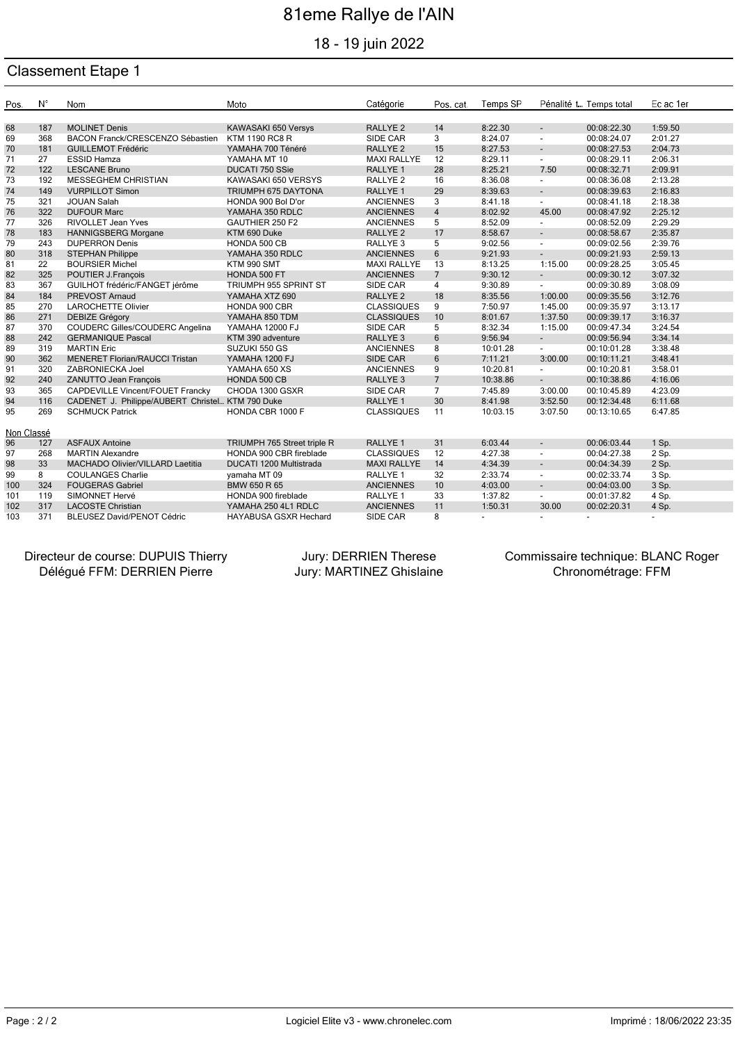# 81eme Rallye de l'AIN

18 - 19 juin 2022

## Classement Etape 1

| Pos. | N° | Nom | Moto | Catégorie | Pos. cat | Temps SP | Pénalité t... | Temps total | Ec ac 1er |
|---|---|---|---|---|---|---|---|---|---|
| 68 | 187 | MOLINET Denis | KAWASAKI 650 Versys | RALLYE 2 | 14 | 8:22.30 | - | 00:08:22.30 | 1:59.50 |
| 69 | 368 | BACON Franck/CRESCENZO Sébastien | KTM 1190 RC8 R | SIDE CAR | 3 | 8:24.07 | - | 00:08:24.07 | 2:01.27 |
| 70 | 181 | GUILLEMOT Frédéric | YAMAHA 700 Ténéré | RALLYE 2 | 15 | 8:27.53 | - | 00:08:27.53 | 2:04.73 |
| 71 | 27 | ESSID Hamza | YAMAHA MT 10 | MAXI RALLYE | 12 | 8:29.11 | - | 00:08:29.11 | 2:06.31 |
| 72 | 122 | LESCANE Bruno | DUCATI 750 SSie | RALLYE 1 | 28 | 8:25.21 | 7.50 | 00:08:32.71 | 2:09.91 |
| 73 | 192 | MESSEGHEM CHRISTIAN | KAWASAKI 650 VERSYS | RALLYE 2 | 16 | 8:36.08 | - | 00:08:36.08 | 2:13.28 |
| 74 | 149 | VURPILLOT Simon | TRIUMPH 675 DAYTONA | RALLYE 1 | 29 | 8:39.63 | - | 00:08:39.63 | 2:16.83 |
| 75 | 321 | JOUAN Salah | HONDA 900 Bol D'or | ANCIENNES | 3 | 8:41.18 | - | 00:08:41.18 | 2:18.38 |
| 76 | 322 | DUFOUR Marc | YAMAHA 350 RDLC | ANCIENNES | 4 | 8:02.92 | 45.00 | 00:08:47.92 | 2:25.12 |
| 77 | 326 | RIVOLLET Jean Yves | GAUTHIER 250 F2 | ANCIENNES | 5 | 8:52.09 | - | 00:08:52.09 | 2:29.29 |
| 78 | 183 | HANNIGSBERG Morgane | KTM 690 Duke | RALLYE 2 | 17 | 8:58.67 | - | 00:08:58.67 | 2:35.87 |
| 79 | 243 | DUPERRON Denis | HONDA 500 CB | RALLYE 3 | 5 | 9:02.56 | - | 00:09:02.56 | 2:39.76 |
| 80 | 318 | STEPHAN Philippe | YAMAHA 350 RDLC | ANCIENNES | 6 | 9:21.93 | - | 00:09:21.93 | 2:59.13 |
| 81 | 22 | BOURSIER Michel | KTM 990 SMT | MAXI RALLYE | 13 | 8:13.25 | 1:15.00 | 00:09:28.25 | 3:05.45 |
| 82 | 325 | POUTIER J.François | HONDA 500 FT | ANCIENNES | 7 | 9:30.12 | - | 00:09:30.12 | 3:07.32 |
| 83 | 367 | GUILHOT frédéric/FANGET jérôme | TRIUMPH 955 SPRINT ST | SIDE CAR | 4 | 9:30.89 | - | 00:09:30.89 | 3:08.09 |
| 84 | 184 | PREVOST Arnaud | YAMAHA XTZ 690 | RALLYE 2 | 18 | 8:35.56 | 1:00.00 | 00:09:35.56 | 3:12.76 |
| 85 | 270 | LAROCHETTE Olivier | HONDA 900 CBR | CLASSIQUES | 9 | 7:50.97 | 1:45.00 | 00:09:35.97 | 3:13.17 |
| 86 | 271 | DEBIZE Grégory | YAMAHA 850 TDM | CLASSIQUES | 10 | 8:01.67 | 1:37.50 | 00:09:39.17 | 3:16.37 |
| 87 | 370 | COUDERC Gilles/COUDERC Angelina | YAMAHA 12000 FJ | SIDE CAR | 5 | 8:32.34 | 1:15.00 | 00:09:47.34 | 3:24.54 |
| 88 | 242 | GERMANIQUE Pascal | KTM 390 adventure | RALLYE 3 | 6 | 9:56.94 | - | 00:09:56.94 | 3:34.14 |
| 89 | 319 | MARTIN Eric | SUZUKI 550 GS | ANCIENNES | 8 | 10:01.28 | - | 00:10:01.28 | 3:38.48 |
| 90 | 362 | MENERET Florian/RAUCCI Tristan | YAMAHA 1200 FJ | SIDE CAR | 6 | 7:11.21 | 3:00.00 | 00:10:11.21 | 3:48.41 |
| 91 | 320 | ZABRONIECKA Joel | YAMAHA 650 XS | ANCIENNES | 9 | 10:20.81 | - | 00:10:20.81 | 3:58.01 |
| 92 | 240 | ZANUTTO Jean François | HONDA 500 CB | RALLYE 3 | 7 | 10:38.86 | - | 00:10:38.86 | 4:16.06 |
| 93 | 365 | CAPDEVILLE Vincent/FOUET Francky | CHODA 1300 GSXR | SIDE CAR | 7 | 7:45.89 | 3:00.00 | 00:10:45.89 | 4:23.09 |
| 94 | 116 | CADENET J. Philippe/AUBERT Christel... | KTM 790 Duke | RALLYE 1 | 30 | 8:41.98 | 3:52.50 | 00:12:34.48 | 6:11.68 |
| 95 | 269 | SCHMUCK Patrick | HONDA CBR 1000 F | CLASSIQUES | 11 | 10:03.15 | 3:07.50 | 00:13:10.65 | 6:47.85 |
| **Non Classé** | | | | | | | | | |
| 96 | 127 | ASFAUX Antoine | TRIUMPH 765 Street triple R | RALLYE 1 | 31 | 6:03.44 | - | 00:06:03.44 | 1 Sp. |
| 97 | 268 | MARTIN Alexandre | HONDA 900 CBR fireblade | CLASSIQUES | 12 | 4:27.38 | - | 00:04:27.38 | 2 Sp. |
| 98 | 33 | MACHADO Olivier/VILLARD Laetitia | DUCATI 1200 Multistrada | MAXI RALLYE | 14 | 4:34.39 | - | 00:04:34.39 | 2 Sp. |
| 99 | 8 | COULANGES Charlie | yamaha MT 09 | RALLYE 1 | 32 | 2:33.74 | - | 00:02:33.74 | 3 Sp. |
| 100 | 324 | FOUGERAS Gabriel | BMW 650 R 65 | ANCIENNES | 10 | 4:03.00 | - | 00:04:03.00 | 3 Sp. |
| 101 | 119 | SIMONNET Hervé | HONDA 900 fireblade | RALLYE 1 | 33 | 1:37.82 | - | 00:01:37.82 | 4 Sp. |
| 102 | 317 | LACOSTE Christian | YAMAHA 250 4L1 RDLC | ANCIENNES | 11 | 1:50.31 | 30.00 | 00:02:20.31 | 4 Sp. |
| 103 | 371 | BLEUSEZ David/PENOT Cédric | HAYABUSA GSXR Hechard | SIDE CAR | 8 | - | - | - | - |

Directeur de course: DUPUIS Thierry
Délégué FFM: DERRIEN Pierre

Jury: DERRIEN Therese
Jury: MARTINEZ Ghislaine

Commissaire technique: BLANC Roger
Chronométrage: FFM

Logiciel Elite v3 - www.chronelec.com

Imprimé : 18/06/2022 23:35